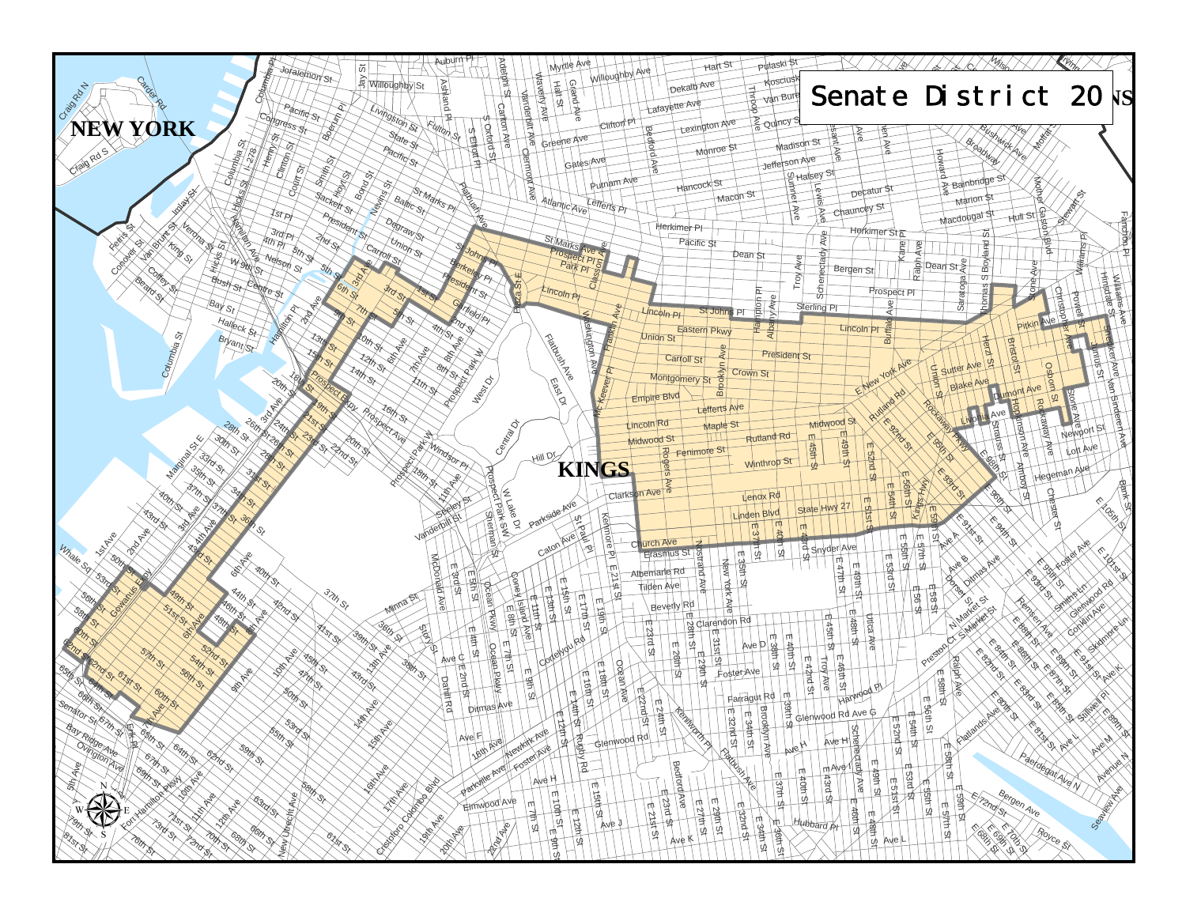# Senate District 20

NEW YORK

KINGS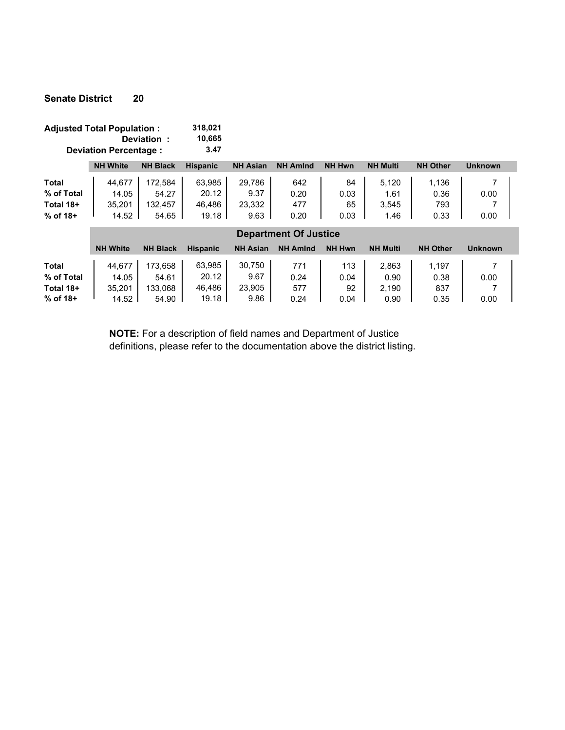**Senate District 20**

**Adjusted Total Population :** 318,021
**Deviation :** 10,665
**Deviation Percentage :** 3.47

| | NH White | NH Black | Hispanic | NH Asian | NH AmInd | NH Hwn | NH Multi | NH Other | Unknown |
|---|---|---|---|---|---|---|---|---|---|
| **Total** | 44,677 | 172,584 | 63,985 | 29,786 | 642 | 84 | 5,120 | 1,136 | 7 |
| **% of Total** | 14.05 | 54.27 | 20.12 | 9.37 | 0.20 | 0.03 | 1.61 | 0.36 | 0.00 |
| **Total 18+** | 35,201 | 132,457 | 46,486 | 23,332 | 477 | 65 | 3,545 | 793 | 7 |
| **% of 18+** | 14.52 | 54.65 | 19.18 | 9.63 | 0.20 | 0.03 | 1.46 | 0.33 | 0.00 |

**Department Of Justice**

| | NH White | NH Black | Hispanic | NH Asian | NH AmInd | NH Hwn | NH Multi | NH Other | Unknown |
|---|---|---|---|---|---|---|---|---|---|
| **Total** | 44,677 | 173,658 | 63,985 | 30,750 | 771 | 113 | 2,863 | 1,197 | 7 |
| **% of Total** | 14.05 | 54.61 | 20.12 | 9.67 | 0.24 | 0.04 | 0.90 | 0.38 | 0.00 |
| **Total 18+** | 35,201 | 133,068 | 46,486 | 23,905 | 577 | 92 | 2,190 | 837 | 7 |
| **% of 18+** | 14.52 | 54.90 | 19.18 | 9.86 | 0.24 | 0.04 | 0.90 | 0.35 | 0.00 |

**NOTE:** For a description of field names and Department of Justice definitions, please refer to the documentation above the district listing.